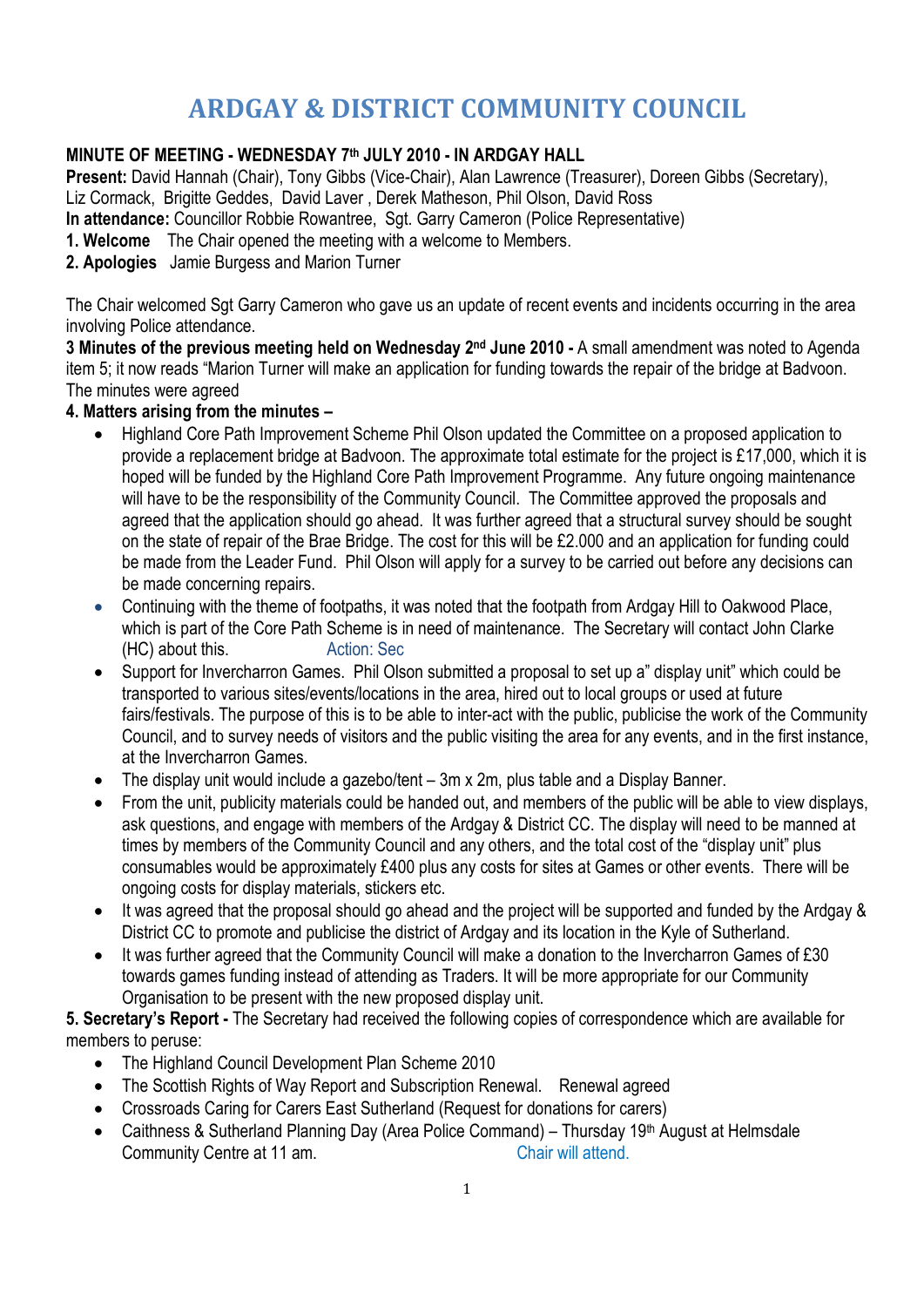# ARDGAY & DISTRICT COMMUNITY COUNCIL

**MINUTE OF MEETING - WEDNESDAY 7th JULY 2010 - IN ARDGAY HALL**

**Present:** David Hannah (Chair), Tony Gibbs (Vice-Chair), Alan Lawrence (Treasurer), Doreen Gibbs (Secretary), Liz Cormack, Brigitte Geddes, David Laver , Derek Matheson, Phil Olson, David Ross

**In attendance:** Councillor Robbie Rowantree, Sgt. Garry Cameron (Police Representative)

**1. Welcome** The Chair opened the meeting with a welcome to Members.

**2. Apologies** Jamie Burgess and Marion Turner

The Chair welcomed Sgt Garry Cameron who gave us an update of recent events and incidents occurring in the area involving Police attendance.

**3 Minutes of the previous meeting held on Wednesday 2nd June 2010 -** A small amendment was noted to Agenda item 5; it now reads "Marion Turner will make an application for funding towards the repair of the bridge at Badvoon. The minutes were agreed

**4. Matters arising from the minutes –**

- Highland Core Path Improvement Scheme Phil Olson updated the Committee on a proposed application to provide a replacement bridge at Badvoon. The approximate total estimate for the project is £17,000, which it is hoped will be funded by the Highland Core Path Improvement Programme. Any future ongoing maintenance will have to be the responsibility of the Community Council. The Committee approved the proposals and agreed that the application should go ahead. It was further agreed that a structural survey should be sought on the state of repair of the Brae Bridge. The cost for this will be £2.000 and an application for funding could be made from the Leader Fund. Phil Olson will apply for a survey to be carried out before any decisions can be made concerning repairs.
- Continuing with the theme of footpaths, it was noted that the footpath from Ardgay Hill to Oakwood Place, which is part of the Core Path Scheme is in need of maintenance. The Secretary will contact John Clarke (HC) about this. Action: Sec
- Support for Invercharron Games. Phil Olson submitted a proposal to set up a" display unit" which could be transported to various sites/events/locations in the area, hired out to local groups or used at future fairs/festivals. The purpose of this is to be able to inter-act with the public, publicise the work of the Community Council, and to survey needs of visitors and the public visiting the area for any events, and in the first instance, at the Invercharron Games.
- The display unit would include a gazebo/tent – 3m x 2m, plus table and a Display Banner.
- From the unit, publicity materials could be handed out, and members of the public will be able to view displays, ask questions, and engage with members of the Ardgay & District CC. The display will need to be manned at times by members of the Community Council and any others, and the total cost of the "display unit" plus consumables would be approximately £400 plus any costs for sites at Games or other events. There will be ongoing costs for display materials, stickers etc.
- It was agreed that the proposal should go ahead and the project will be supported and funded by the Ardgay & District CC to promote and publicise the district of Ardgay and its location in the Kyle of Sutherland.
- It was further agreed that the Community Council will make a donation to the Invercharron Games of £30 towards games funding instead of attending as Traders. It will be more appropriate for our Community Organisation to be present with the new proposed display unit.

**5. Secretary's Report -** The Secretary had received the following copies of correspondence which are available for members to peruse:

- The Highland Council Development Plan Scheme 2010
- The Scottish Rights of Way Report and Subscription Renewal. Renewal agreed
- Crossroads Caring for Carers East Sutherland (Request for donations for carers)
- Caithness & Sutherland Planning Day (Area Police Command) – Thursday 19th August at Helmsdale Community Centre at 11 am. Chair will attend.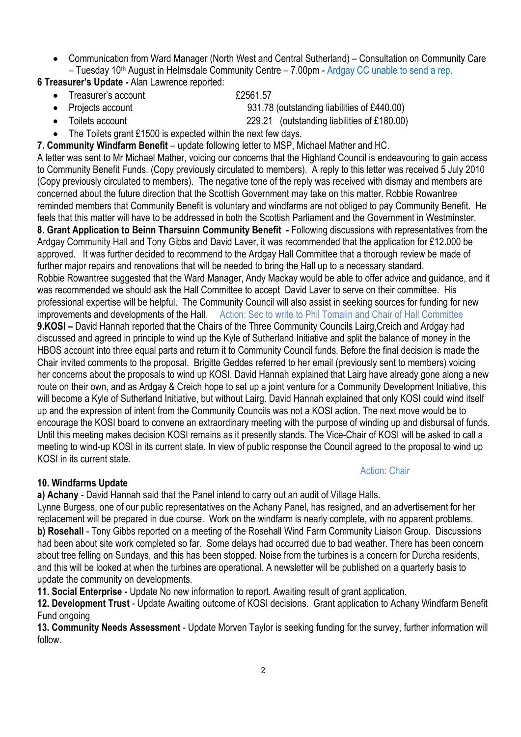- Communication from Ward Manager (North West and Central Sutherland) – Consultation on Community Care – Tuesday 10th August in Helmsdale Community Centre – 7.00pm - Ardgay CC unable to send a rep.

**6 Treasurer's Update -** Alan Lawrence reported:

- Treasurer's account £2561.57
- Projects account 931.78 (outstanding liabilities of £440.00)
- Toilets account 229.21 (outstanding liabilities of £180.00)
- The Toilets grant £1500 is expected within the next few days.

**7. Community Windfarm Benefit** – update following letter to MSP, Michael Mather and HC.

A letter was sent to Mr Michael Mather, voicing our concerns that the Highland Council is endeavouring to gain access to Community Benefit Funds. (Copy previously circulated to members). A reply to this letter was received 5 July 2010 (Copy previously circulated to members). The negative tone of the reply was received with dismay and members are concerned about the future direction that the Scottish Government may take on this matter. Robbie Rowantree reminded members that Community Benefit is voluntary and windfarms are not obliged to pay Community Benefit. He feels that this matter will have to be addressed in both the Scottish Parliament and the Government in Westminster.

**8. Grant Application to Beinn Tharsuinn Community Benefit -** Following discussions with representatives from the Ardgay Community Hall and Tony Gibbs and David Laver, it was recommended that the application for £12.000 be approved. It was further decided to recommend to the Ardgay Hall Committee that a thorough review be made of further major repairs and renovations that will be needed to bring the Hall up to a necessary standard.

Robbie Rowantree suggested that the Ward Manager, Andy Mackay would be able to offer advice and guidance, and it was recommended we should ask the Hall Committee to accept David Laver to serve on their committee. His professional expertise will be helpful. The Community Council will also assist in seeking sources for funding for new improvements and developments of the Hall. Action: Sec to write to Phil Tomalin and Chair of Hall Committee

**9.KOSI –** David Hannah reported that the Chairs of the Three Community Councils Lairg,Creich and Ardgay had discussed and agreed in principle to wind up the Kyle of Sutherland Initiative and split the balance of money in the HBOS account into three equal parts and return it to Community Council funds. Before the final decision is made the Chair invited comments to the proposal. Brigitte Geddes referred to her email (previously sent to members) voicing her concerns about the proposals to wind up KOSI. David Hannah explained that Lairg have already gone along a new route on their own, and as Ardgay & Creich hope to set up a joint venture for a Community Development Initiative, this will become a Kyle of Sutherland Initiative, but without Lairg. David Hannah explained that only KOSI could wind itself up and the expression of intent from the Community Councils was not a KOSI action. The next move would be to encourage the KOSI board to convene an extraordinary meeting with the purpose of winding up and disbursal of funds. Until this meeting makes decision KOSI remains as it presently stands. The Vice-Chair of KOSI will be asked to call a meeting to wind-up KOSI in its current state. In view of public response the Council agreed to the proposal to wind up KOSI in its current state.

Action: Chair

**10. Windfarms Update**

**a) Achany** - David Hannah said that the Panel intend to carry out an audit of Village Halls.

Lynne Burgess, one of our public representatives on the Achany Panel, has resigned, and an advertisement for her replacement will be prepared in due course. Work on the windfarm is nearly complete, with no apparent problems.

**b) Rosehall** - Tony Gibbs reported on a meeting of the Rosehall Wind Farm Community Liaison Group. Discussions had been about site work completed so far. Some delays had occurred due to bad weather. There has been concern about tree felling on Sundays, and this has been stopped. Noise from the turbines is a concern for Durcha residents, and this will be looked at when the turbines are operational. A newsletter will be published on a quarterly basis to update the community on developments.

**11. Social Enterprise -** Update No new information to report. Awaiting result of grant application.

**12. Development Trust** - Update Awaiting outcome of KOSI decisions. Grant application to Achany Windfarm Benefit Fund ongoing

**13. Community Needs Assessment** - Update Morven Taylor is seeking funding for the survey, further information will follow.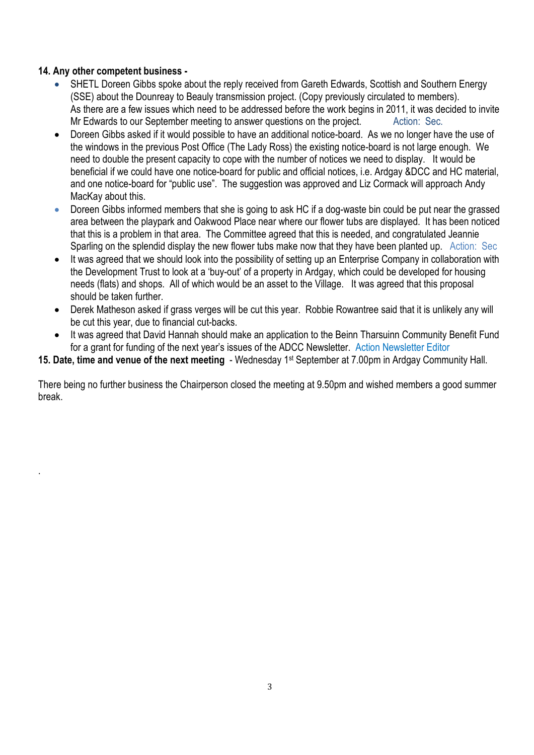**14. Any other competent business -**

- SHETL Doreen Gibbs spoke about the reply received from Gareth Edwards, Scottish and Southern Energy (SSE) about the Dounreay to Beauly transmission project. (Copy previously circulated to members). As there are a few issues which need to be addressed before the work begins in 2011, it was decided to invite Mr Edwards to our September meeting to answer questions on the project. Action: Sec.
- Doreen Gibbs asked if it would possible to have an additional notice-board. As we no longer have the use of the windows in the previous Post Office (The Lady Ross) the existing notice-board is not large enough. We need to double the present capacity to cope with the number of notices we need to display. It would be beneficial if we could have one notice-board for public and official notices, i.e. Ardgay &DCC and HC material, and one notice-board for "public use". The suggestion was approved and Liz Cormack will approach Andy MacKay about this.
- Doreen Gibbs informed members that she is going to ask HC if a dog-waste bin could be put near the grassed area between the playpark and Oakwood Place near where our flower tubs are displayed. It has been noticed that this is a problem in that area. The Committee agreed that this is needed, and congratulated Jeannie Sparling on the splendid display the new flower tubs make now that they have been planted up. Action: Sec
- It was agreed that we should look into the possibility of setting up an Enterprise Company in collaboration with the Development Trust to look at a 'buy-out' of a property in Ardgay, which could be developed for housing needs (flats) and shops. All of which would be an asset to the Village. It was agreed that this proposal should be taken further.
- Derek Matheson asked if grass verges will be cut this year. Robbie Rowantree said that it is unlikely any will be cut this year, due to financial cut-backs.
- It was agreed that David Hannah should make an application to the Beinn Tharsuinn Community Benefit Fund for a grant for funding of the next year's issues of the ADCC Newsletter. Action Newsletter Editor

**15. Date, time and venue of the next meeting** - Wednesday 1st September at 7.00pm in Ardgay Community Hall.

There being no further business the Chairperson closed the meeting at 9.50pm and wished members a good summer break.

.